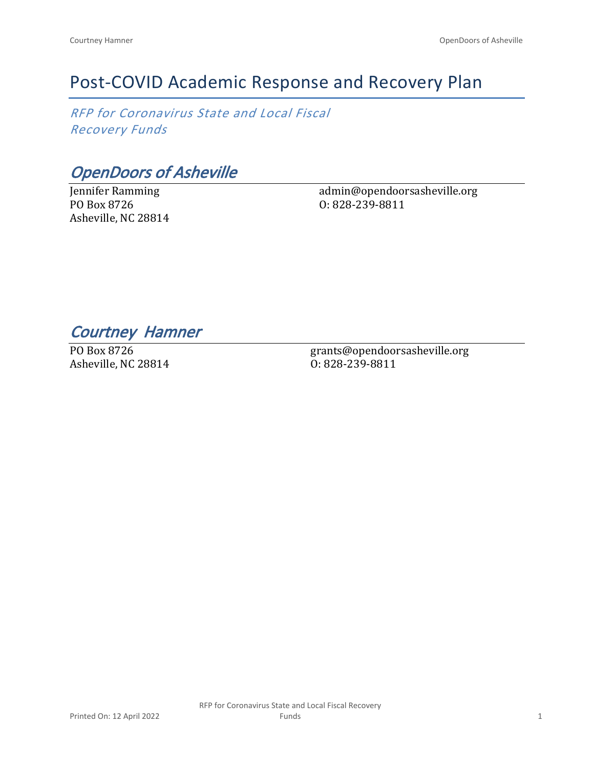# Post-COVID Academic Response and Recovery Plan

*RFP for Coronavirus State and Local Fiscal Recovery Funds*

## *OpenDoors of Asheville*

Jennifer Ramming
PO Box 8726
Asheville, NC 28814

admin@opendoorsasheville.org
O: 828-239-8811

## *Courtney Hamner*

PO Box 8726
Asheville, NC 28814

grants@opendoorsasheville.org
O: 828-239-8811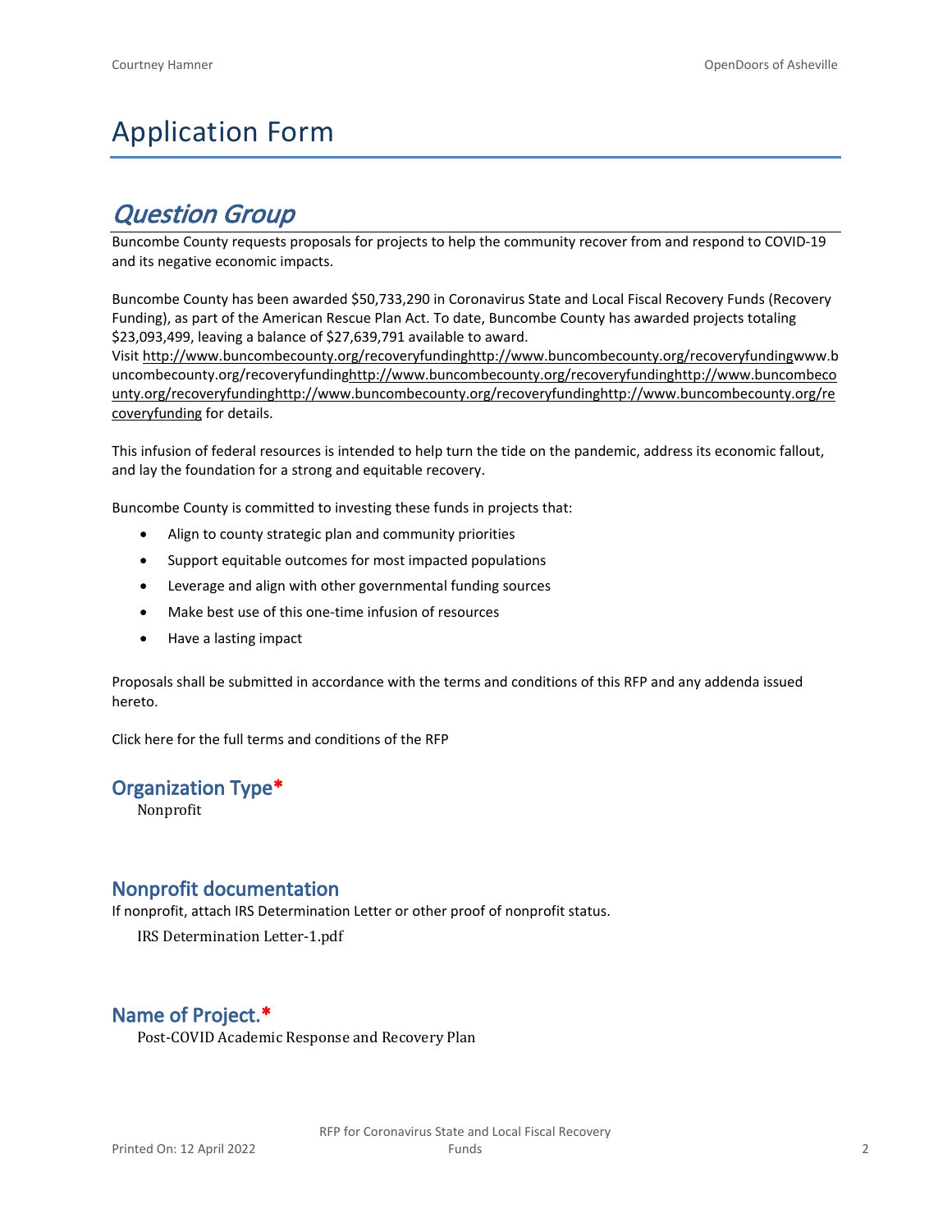# Application Form

## *Question Group*

Buncombe County requests proposals for projects to help the community recover from and respond to COVID-19 and its negative economic impacts.

Buncombe County has been awarded $50,733,290 in Coronavirus State and Local Fiscal Recovery Funds (Recovery Funding), as part of the American Rescue Plan Act. To date, Buncombe County has awarded projects totaling $23,093,499, leaving a balance of $27,639,791 available to award.

Visit http://www.buncombecounty.org/recoveryfundinghttp://www.buncombecounty.org/recoveryfundingwww.buncombecounty.org/recoveryfundinghttp://www.buncombecounty.org/recoveryfundinghttp://www.buncombecounty.org/recoveryfundinghttp://www.buncombecounty.org/recoveryfundinghttp://www.buncombecounty.org/recoveryfunding for details.

This infusion of federal resources is intended to help turn the tide on the pandemic, address its economic fallout, and lay the foundation for a strong and equitable recovery.

Buncombe County is committed to investing these funds in projects that:

- Align to county strategic plan and community priorities
- Support equitable outcomes for most impacted populations
- Leverage and align with other governmental funding sources
- Make best use of this one-time infusion of resources
- Have a lasting impact

Proposals shall be submitted in accordance with the terms and conditions of this RFP and any addenda issued hereto.

Click here for the full terms and conditions of the RFP

### Organization Type*

Nonprofit

### Nonprofit documentation

If nonprofit, attach IRS Determination Letter or other proof of nonprofit status.

IRS Determination Letter-1.pdf

### Name of Project.*

Post-COVID Academic Response and Recovery Plan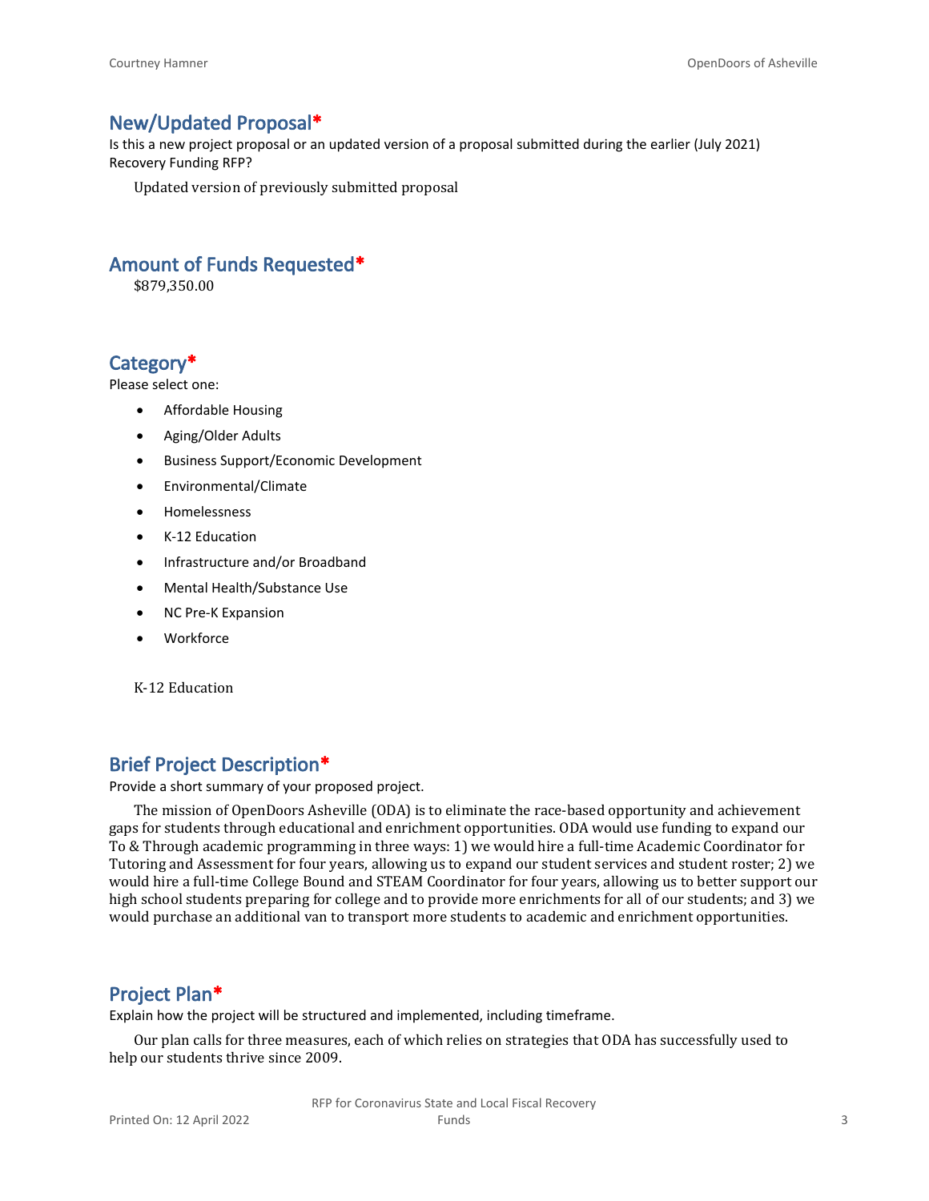## New/Updated Proposal*

Is this a new project proposal or an updated version of a proposal submitted during the earlier (July 2021) Recovery Funding RFP?

Updated version of previously submitted proposal

## Amount of Funds Requested*

$879,350.00

## Category*

Please select one:

- Affordable Housing
- Aging/Older Adults
- Business Support/Economic Development
- Environmental/Climate
- Homelessness
- K-12 Education
- Infrastructure and/or Broadband
- Mental Health/Substance Use
- NC Pre-K Expansion
- Workforce

K-12 Education

## Brief Project Description*

Provide a short summary of your proposed project.

The mission of OpenDoors Asheville (ODA) is to eliminate the race-based opportunity and achievement gaps for students through educational and enrichment opportunities. ODA would use funding to expand our To & Through academic programming in three ways: 1) we would hire a full-time Academic Coordinator for Tutoring and Assessment for four years, allowing us to expand our student services and student roster; 2) we would hire a full-time College Bound and STEAM Coordinator for four years, allowing us to better support our high school students preparing for college and to provide more enrichments for all of our students; and 3) we would purchase an additional van to transport more students to academic and enrichment opportunities.

## Project Plan*

Explain how the project will be structured and implemented, including timeframe.

Our plan calls for three measures, each of which relies on strategies that ODA has successfully used to help our students thrive since 2009.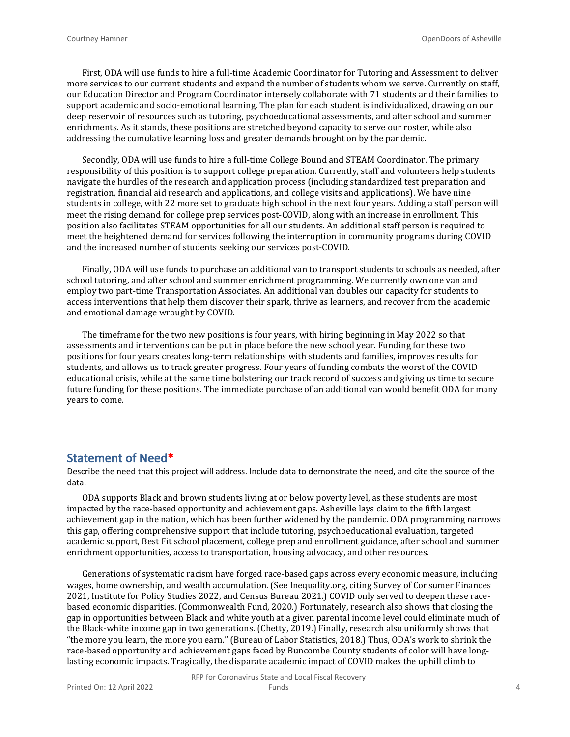First, ODA will use funds to hire a full-time Academic Coordinator for Tutoring and Assessment to deliver more services to our current students and expand the number of students whom we serve. Currently on staff, our Education Director and Program Coordinator intensely collaborate with 71 students and their families to support academic and socio-emotional learning. The plan for each student is individualized, drawing on our deep reservoir of resources such as tutoring, psychoeducational assessments, and after school and summer enrichments. As it stands, these positions are stretched beyond capacity to serve our roster, while also addressing the cumulative learning loss and greater demands brought on by the pandemic.

Secondly, ODA will use funds to hire a full-time College Bound and STEAM Coordinator. The primary responsibility of this position is to support college preparation. Currently, staff and volunteers help students navigate the hurdles of the research and application process (including standardized test preparation and registration, financial aid research and applications, and college visits and applications). We have nine students in college, with 22 more set to graduate high school in the next four years. Adding a staff person will meet the rising demand for college prep services post-COVID, along with an increase in enrollment. This position also facilitates STEAM opportunities for all our students. An additional staff person is required to meet the heightened demand for services following the interruption in community programs during COVID and the increased number of students seeking our services post-COVID.

Finally, ODA will use funds to purchase an additional van to transport students to schools as needed, after school tutoring, and after school and summer enrichment programming. We currently own one van and employ two part-time Transportation Associates. An additional van doubles our capacity for students to access interventions that help them discover their spark, thrive as learners, and recover from the academic and emotional damage wrought by COVID.

The timeframe for the two new positions is four years, with hiring beginning in May 2022 so that assessments and interventions can be put in place before the new school year. Funding for these two positions for four years creates long-term relationships with students and families, improves results for students, and allows us to track greater progress. Four years of funding combats the worst of the COVID educational crisis, while at the same time bolstering our track record of success and giving us time to secure future funding for these positions. The immediate purchase of an additional van would benefit ODA for many years to come.

## Statement of Need*

Describe the need that this project will address. Include data to demonstrate the need, and cite the source of the data.

ODA supports Black and brown students living at or below poverty level, as these students are most impacted by the race-based opportunity and achievement gaps. Asheville lays claim to the fifth largest achievement gap in the nation, which has been further widened by the pandemic. ODA programming narrows this gap, offering comprehensive support that include tutoring, psychoeducational evaluation, targeted academic support, Best Fit school placement, college prep and enrollment guidance, after school and summer enrichment opportunities, access to transportation, housing advocacy, and other resources.

Generations of systematic racism have forged race-based gaps across every economic measure, including wages, home ownership, and wealth accumulation. (See Inequality.org, citing Survey of Consumer Finances 2021, Institute for Policy Studies 2022, and Census Bureau 2021.) COVID only served to deepen these race-based economic disparities. (Commonwealth Fund, 2020.) Fortunately, research also shows that closing the gap in opportunities between Black and white youth at a given parental income level could eliminate much of the Black-white income gap in two generations. (Chetty, 2019.) Finally, research also uniformly shows that "the more you learn, the more you earn." (Bureau of Labor Statistics, 2018.) Thus, ODA's work to shrink the race-based opportunity and achievement gaps faced by Buncombe County students of color will have long-lasting economic impacts. Tragically, the disparate academic impact of COVID makes the uphill climb to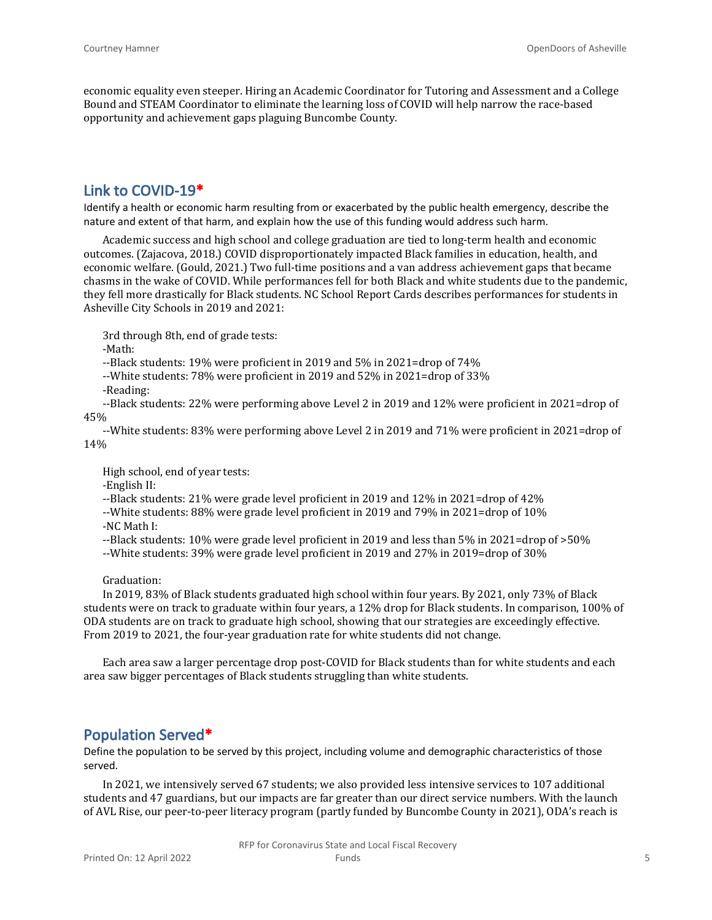economic equality even steeper. Hiring an Academic Coordinator for Tutoring and Assessment and a College Bound and STEAM Coordinator to eliminate the learning loss of COVID will help narrow the race-based opportunity and achievement gaps plaguing Buncombe County.

## Link to COVID-19*

Identify a health or economic harm resulting from or exacerbated by the public health emergency, describe the nature and extent of that harm, and explain how the use of this funding would address such harm.

Academic success and high school and college graduation are tied to long-term health and economic outcomes. (Zajacova, 2018.) COVID disproportionately impacted Black families in education, health, and economic welfare. (Gould, 2021.) Two full-time positions and a van address achievement gaps that became chasms in the wake of COVID. While performances fell for both Black and white students due to the pandemic, they fell more drastically for Black students. NC School Report Cards describes performances for students in Asheville City Schools in 2019 and 2021:

3rd through 8th, end of grade tests:
-Math:
--Black students: 19% were proficient in 2019 and 5% in 2021=drop of 74%
--White students: 78% were proficient in 2019 and 52% in 2021=drop of 33%
-Reading:
--Black students: 22% were performing above Level 2 in 2019 and 12% were proficient in 2021=drop of 45%
--White students: 83% were performing above Level 2 in 2019 and 71% were proficient in 2021=drop of 14%

High school, end of year tests:
-English II:
--Black students: 21% were grade level proficient in 2019 and 12% in 2021=drop of 42%
--White students: 88% were grade level proficient in 2019 and 79% in 2021=drop of 10%
-NC Math I:
--Black students: 10% were grade level proficient in 2019 and less than 5% in 2021=drop of >50%
--White students: 39% were grade level proficient in 2019 and 27% in 2019=drop of 30%

Graduation:
In 2019, 83% of Black students graduated high school within four years. By 2021, only 73% of Black students were on track to graduate within four years, a 12% drop for Black students. In comparison, 100% of ODA students are on track to graduate high school, showing that our strategies are exceedingly effective. From 2019 to 2021, the four-year graduation rate for white students did not change.

Each area saw a larger percentage drop post-COVID for Black students than for white students and each area saw bigger percentages of Black students struggling than white students.

## Population Served*

Define the population to be served by this project, including volume and demographic characteristics of those served.

In 2021, we intensively served 67 students; we also provided less intensive services to 107 additional students and 47 guardians, but our impacts are far greater than our direct service numbers. With the launch of AVL Rise, our peer-to-peer literacy program (partly funded by Buncombe County in 2021), ODA's reach is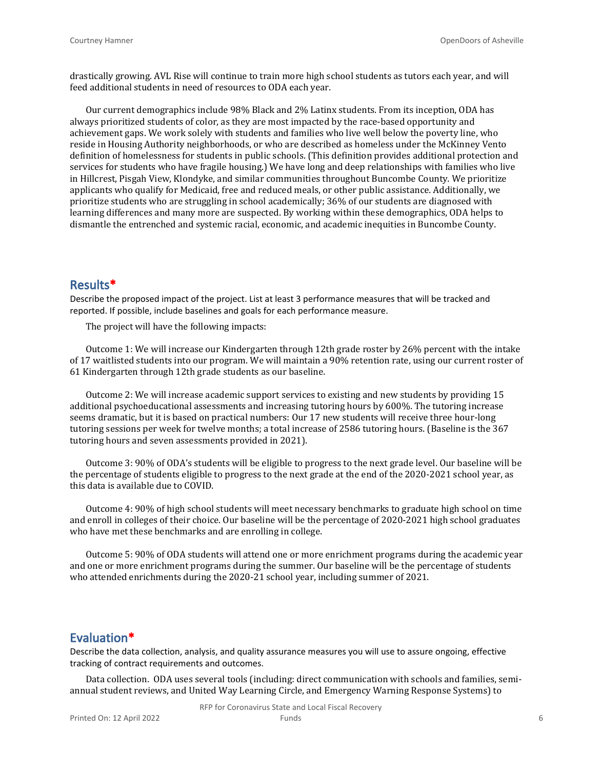drastically growing. AVL Rise will continue to train more high school students as tutors each year, and will feed additional students in need of resources to ODA each year.

Our current demographics include 98% Black and 2% Latinx students. From its inception, ODA has always prioritized students of color, as they are most impacted by the race-based opportunity and achievement gaps. We work solely with students and families who live well below the poverty line, who reside in Housing Authority neighborhoods, or who are described as homeless under the McKinney Vento definition of homelessness for students in public schools. (This definition provides additional protection and services for students who have fragile housing.) We have long and deep relationships with families who live in Hillcrest, Pisgah View, Klondyke, and similar communities throughout Buncombe County. We prioritize applicants who qualify for Medicaid, free and reduced meals, or other public assistance. Additionally, we prioritize students who are struggling in school academically; 36% of our students are diagnosed with learning differences and many more are suspected. By working within these demographics, ODA helps to dismantle the entrenched and systemic racial, economic, and academic inequities in Buncombe County.

## Results*

Describe the proposed impact of the project. List at least 3 performance measures that will be tracked and reported. If possible, include baselines and goals for each performance measure.

The project will have the following impacts:

Outcome 1: We will increase our Kindergarten through 12th grade roster by 26% percent with the intake of 17 waitlisted students into our program. We will maintain a 90% retention rate, using our current roster of 61 Kindergarten through 12th grade students as our baseline.

Outcome 2: We will increase academic support services to existing and new students by providing 15 additional psychoeducational assessments and increasing tutoring hours by 600%. The tutoring increase seems dramatic, but it is based on practical numbers: Our 17 new students will receive three hour-long tutoring sessions per week for twelve months; a total increase of 2586 tutoring hours. (Baseline is the 367 tutoring hours and seven assessments provided in 2021).

Outcome 3: 90% of ODA's students will be eligible to progress to the next grade level. Our baseline will be the percentage of students eligible to progress to the next grade at the end of the 2020-2021 school year, as this data is available due to COVID.

Outcome 4: 90% of high school students will meet necessary benchmarks to graduate high school on time and enroll in colleges of their choice. Our baseline will be the percentage of 2020-2021 high school graduates who have met these benchmarks and are enrolling in college.

Outcome 5: 90% of ODA students will attend one or more enrichment programs during the academic year and one or more enrichment programs during the summer. Our baseline will be the percentage of students who attended enrichments during the 2020-21 school year, including summer of 2021.

## Evaluation*

Describe the data collection, analysis, and quality assurance measures you will use to assure ongoing, effective tracking of contract requirements and outcomes.

Data collection. ODA uses several tools (including: direct communication with schools and families, semi-annual student reviews, and United Way Learning Circle, and Emergency Warning Response Systems) to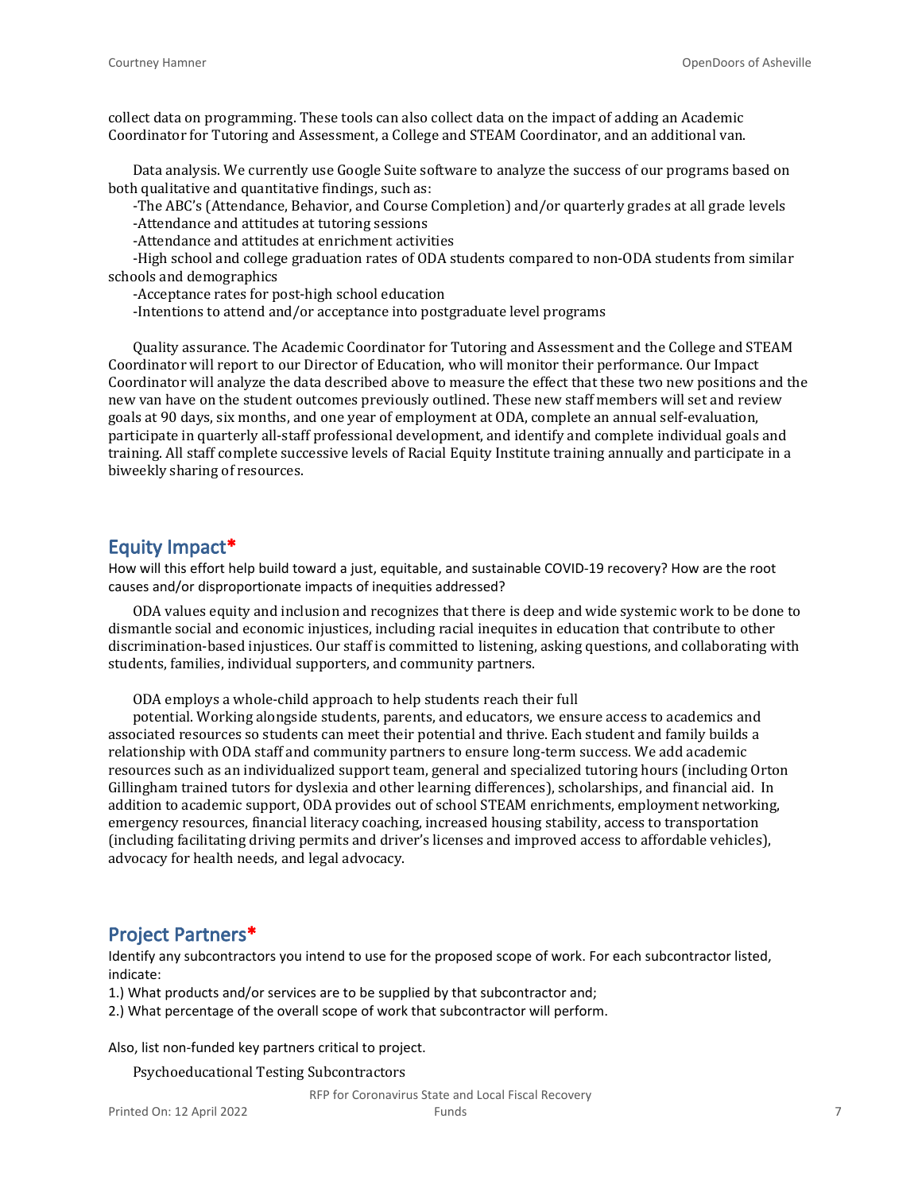collect data on programming. These tools can also collect data on the impact of adding an Academic Coordinator for Tutoring and Assessment, a College and STEAM Coordinator, and an additional van.

Data analysis. We currently use Google Suite software to analyze the success of our programs based on both qualitative and quantitative findings, such as:

-The ABC's (Attendance, Behavior, and Course Completion) and/or quarterly grades at all grade levels
-Attendance and attitudes at tutoring sessions
-Attendance and attitudes at enrichment activities
-High school and college graduation rates of ODA students compared to non-ODA students from similar schools and demographics
-Acceptance rates for post-high school education
-Intentions to attend and/or acceptance into postgraduate level programs

Quality assurance. The Academic Coordinator for Tutoring and Assessment and the College and STEAM Coordinator will report to our Director of Education, who will monitor their performance. Our Impact Coordinator will analyze the data described above to measure the effect that these two new positions and the new van have on the student outcomes previously outlined. These new staff members will set and review goals at 90 days, six months, and one year of employment at ODA, complete an annual self-evaluation, participate in quarterly all-staff professional development, and identify and complete individual goals and training. All staff complete successive levels of Racial Equity Institute training annually and participate in a biweekly sharing of resources.

## Equity Impact*

How will this effort help build toward a just, equitable, and sustainable COVID-19 recovery? How are the root causes and/or disproportionate impacts of inequities addressed?

ODA values equity and inclusion and recognizes that there is deep and wide systemic work to be done to dismantle social and economic injustices, including racial inequites in education that contribute to other discrimination-based injustices. Our staff is committed to listening, asking questions, and collaborating with students, families, individual supporters, and community partners.

ODA employs a whole-child approach to help students reach their full potential. Working alongside students, parents, and educators, we ensure access to academics and associated resources so students can meet their potential and thrive. Each student and family builds a relationship with ODA staff and community partners to ensure long-term success. We add academic resources such as an individualized support team, general and specialized tutoring hours (including Orton Gillingham trained tutors for dyslexia and other learning differences), scholarships, and financial aid. In addition to academic support, ODA provides out of school STEAM enrichments, employment networking, emergency resources, financial literacy coaching, increased housing stability, access to transportation (including facilitating driving permits and driver's licenses and improved access to affordable vehicles), advocacy for health needs, and legal advocacy.

## Project Partners*

Identify any subcontractors you intend to use for the proposed scope of work. For each subcontractor listed, indicate:

1.) What products and/or services are to be supplied by that subcontractor and;
2.) What percentage of the overall scope of work that subcontractor will perform.

Also, list non-funded key partners critical to project.

Psychoeducational Testing Subcontractors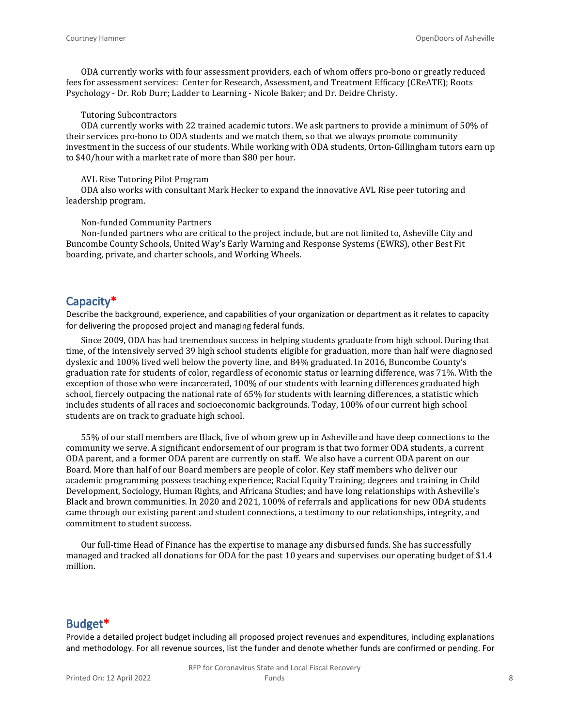ODA currently works with four assessment providers, each of whom offers pro-bono or greatly reduced fees for assessment services: Center for Research, Assessment, and Treatment Efficacy (CReATE); Roots Psychology - Dr. Rob Durr; Ladder to Learning - Nicole Baker; and Dr. Deidre Christy.

Tutoring Subcontractors

ODA currently works with 22 trained academic tutors. We ask partners to provide a minimum of 50% of their services pro-bono to ODA students and we match them, so that we always promote community investment in the success of our students. While working with ODA students, Orton-Gillingham tutors earn up to $40/hour with a market rate of more than $80 per hour.

AVL Rise Tutoring Pilot Program

ODA also works with consultant Mark Hecker to expand the innovative AVL Rise peer tutoring and leadership program.

Non-funded Community Partners

Non-funded partners who are critical to the project include, but are not limited to, Asheville City and Buncombe County Schools, United Way's Early Warning and Response Systems (EWRS), other Best Fit boarding, private, and charter schools, and Working Wheels.

## Capacity*

Describe the background, experience, and capabilities of your organization or department as it relates to capacity for delivering the proposed project and managing federal funds.

Since 2009, ODA has had tremendous success in helping students graduate from high school. During that time, of the intensively served 39 high school students eligible for graduation, more than half were diagnosed dyslexic and 100% lived well below the poverty line, and 84% graduated. In 2016, Buncombe County's graduation rate for students of color, regardless of economic status or learning difference, was 71%. With the exception of those who were incarcerated, 100% of our students with learning differences graduated high school, fiercely outpacing the national rate of 65% for students with learning differences, a statistic which includes students of all races and socioeconomic backgrounds. Today, 100% of our current high school students are on track to graduate high school.

55% of our staff members are Black, five of whom grew up in Asheville and have deep connections to the community we serve. A significant endorsement of our program is that two former ODA students, a current ODA parent, and a former ODA parent are currently on staff. We also have a current ODA parent on our Board. More than half of our Board members are people of color. Key staff members who deliver our academic programming possess teaching experience; Racial Equity Training; degrees and training in Child Development, Sociology, Human Rights, and Africana Studies; and have long relationships with Asheville's Black and brown communities. In 2020 and 2021, 100% of referrals and applications for new ODA students came through our existing parent and student connections, a testimony to our relationships, integrity, and commitment to student success.

Our full-time Head of Finance has the expertise to manage any disbursed funds. She has successfully managed and tracked all donations for ODA for the past 10 years and supervises our operating budget of $1.4 million.

## Budget*

Provide a detailed project budget including all proposed project revenues and expenditures, including explanations and methodology. For all revenue sources, list the funder and denote whether funds are confirmed or pending. For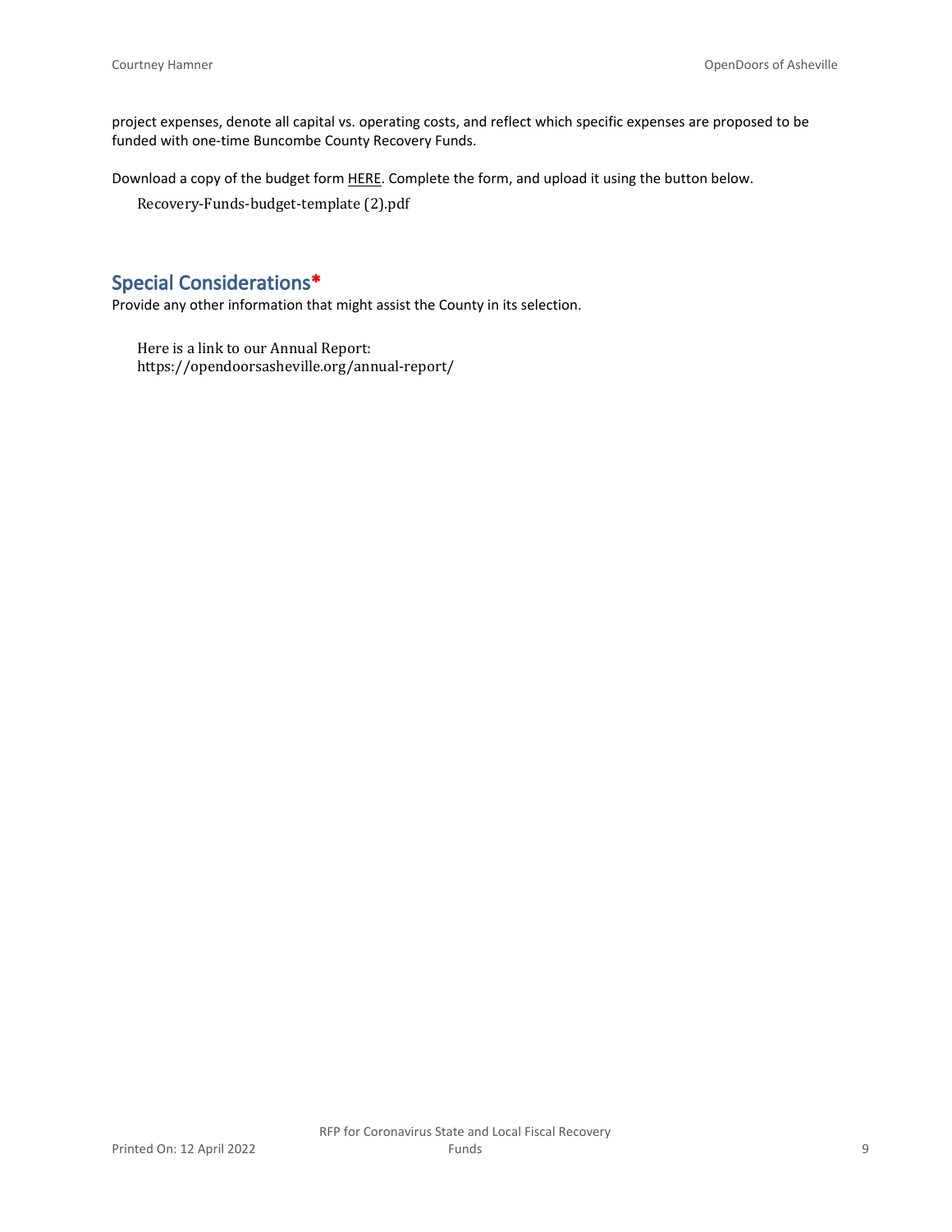project expenses, denote all capital vs. operating costs, and reflect which specific expenses are proposed to be funded with one-time Buncombe County Recovery Funds.

Download a copy of the budget form HERE. Complete the form, and upload it using the button below.

Recovery-Funds-budget-template (2).pdf

## Special Considerations*

Provide any other information that might assist the County in its selection.

Here is a link to our Annual Report:
https://opendoorsasheville.org/annual-report/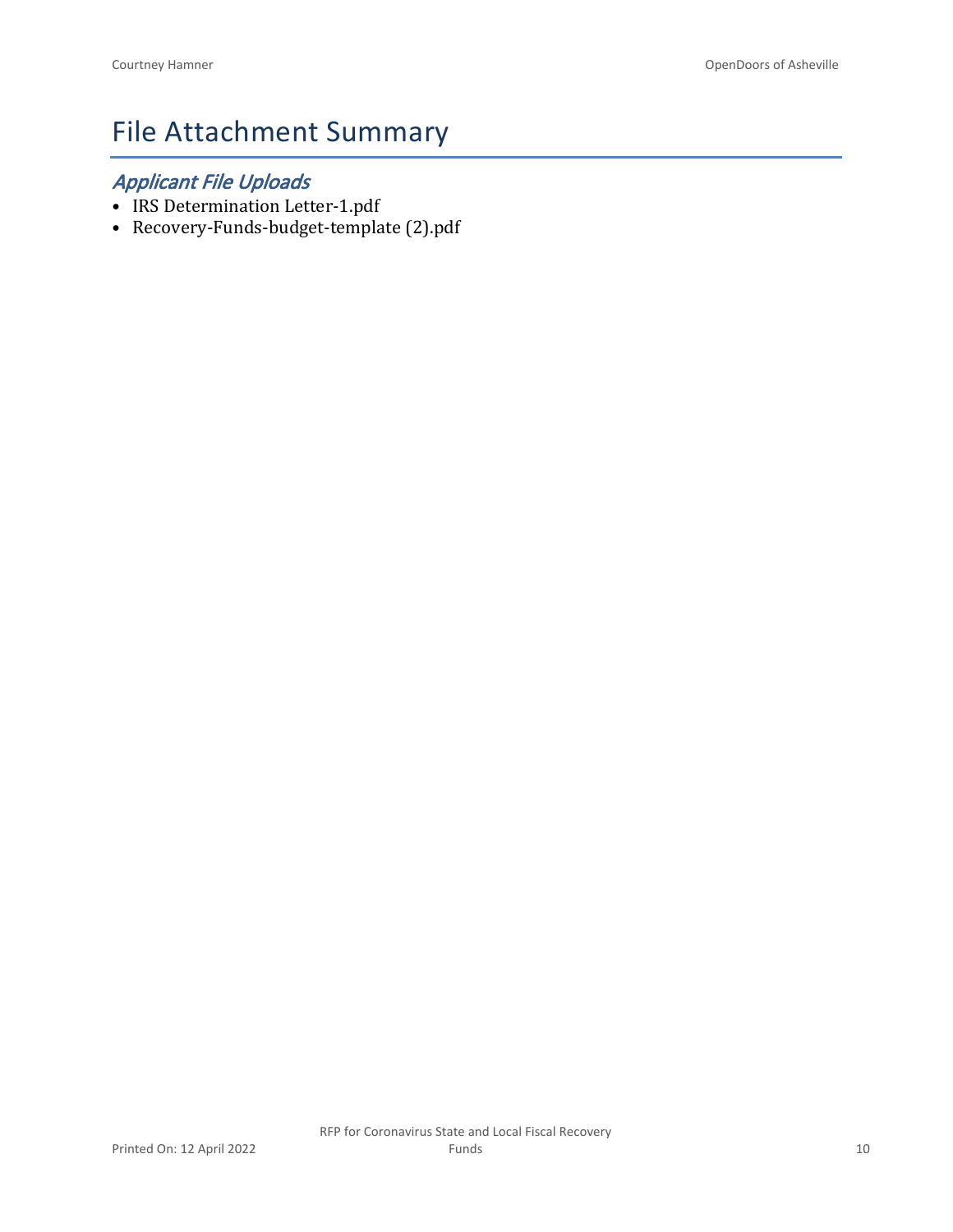# File Attachment Summary

## *Applicant File Uploads*

- IRS Determination Letter-1.pdf
- Recovery-Funds-budget-template (2).pdf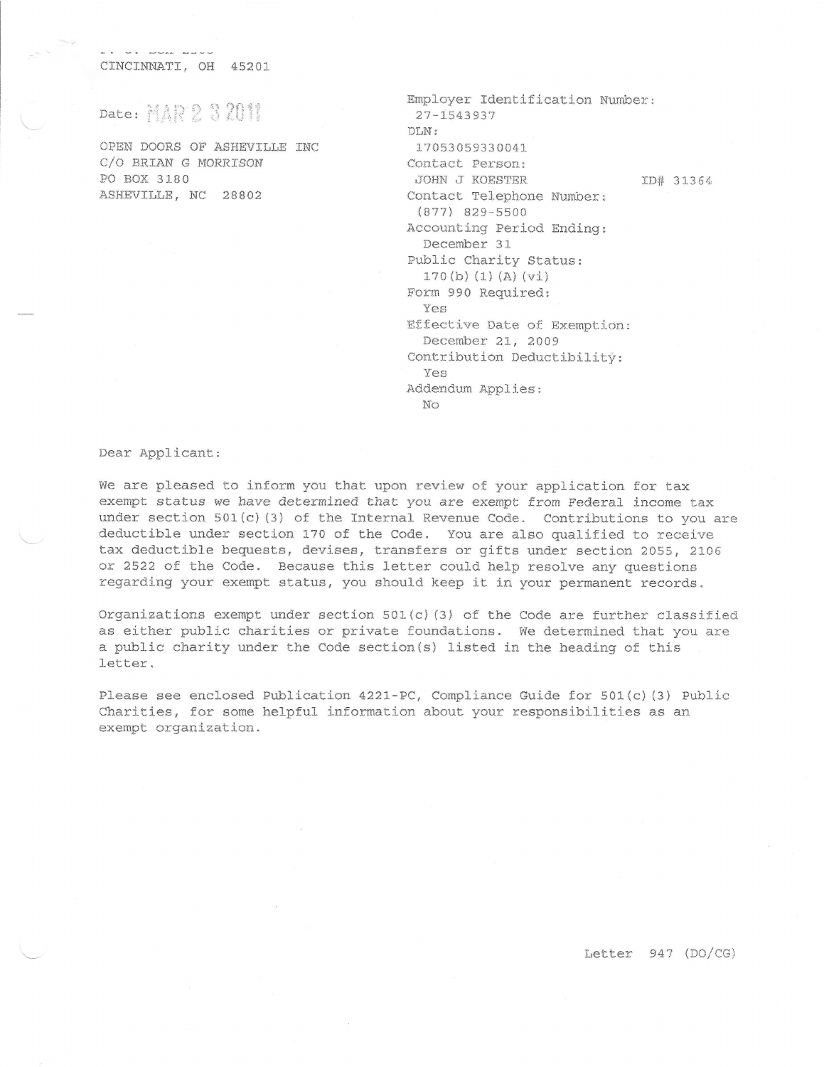P. O. BOX 2508
CINCINNATI, OH 45201

Date: MAR 23 2011

OPEN DOORS OF ASHEVILLE INC
C/O BRIAN G MORRISON
PO BOX 3180
ASHEVILLE, NC 28802

Employer Identification Number:
27-1543937
DLN:
17053059330041
Contact Person:
JOHN J KOESTER ID# 31364
Contact Telephone Number:
(877) 829-5500
Accounting Period Ending:
December 31
Public Charity Status:
170(b)(1)(A)(vi)
Form 990 Required:
Yes
Effective Date of Exemption:
December 21, 2009
Contribution Deductibility:
Yes
Addendum Applies:
No

Dear Applicant:

We are pleased to inform you that upon review of your application for tax exempt status we have determined that you are exempt from Federal income tax under section 501(c)(3) of the Internal Revenue Code. Contributions to you are deductible under section 170 of the Code. You are also qualified to receive tax deductible bequests, devises, transfers or gifts under section 2055, 2106 or 2522 of the Code. Because this letter could help resolve any questions regarding your exempt status, you should keep it in your permanent records.

Organizations exempt under section 501(c)(3) of the Code are further classified as either public charities or private foundations. We determined that you are a public charity under the Code section(s) listed in the heading of this letter.

Please see enclosed Publication 4221-PC, Compliance Guide for 501(c)(3) Public Charities, for some helpful information about your responsibilities as an exempt organization.

Letter 947 (DO/CG)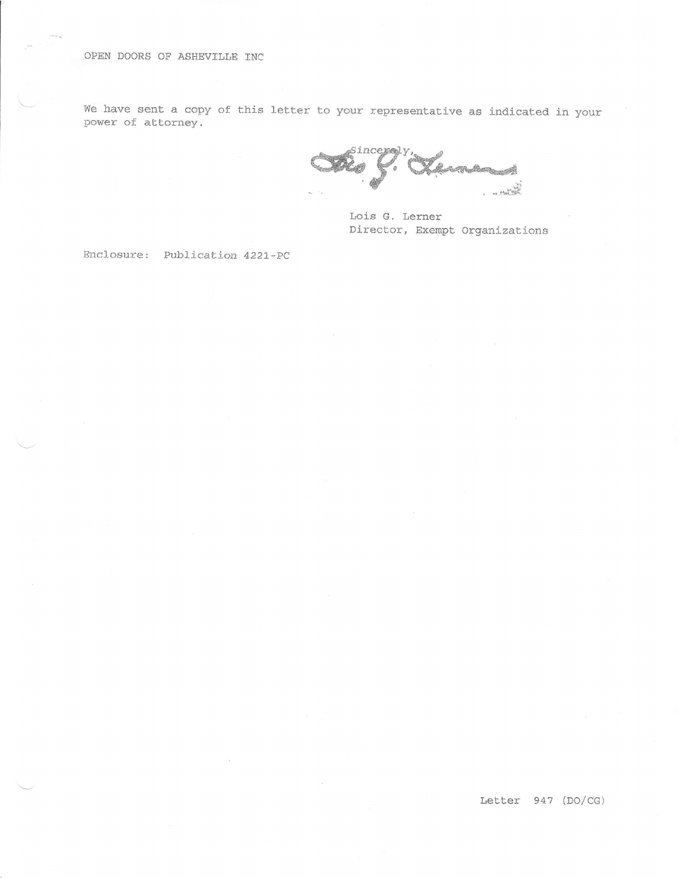OPEN DOORS OF ASHEVILLE INC

We have sent a copy of this letter to your representative as indicated in your power of attorney.

Sincerely,

Lois G. Lerner
Director, Exempt Organizations

Enclosure: Publication 4221-PC

Letter 947 (DO/CG)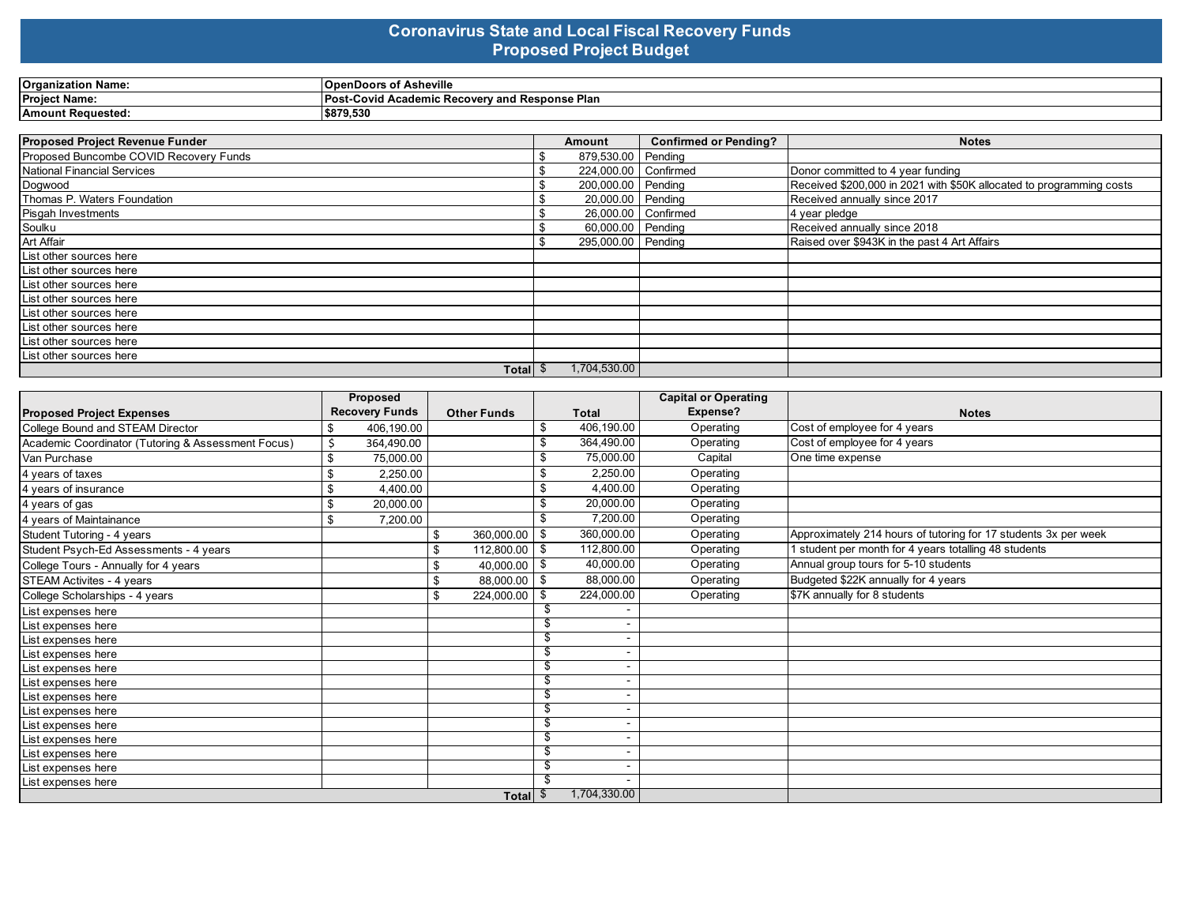# Coronavirus State and Local Fiscal Recovery Funds
## Proposed Project Budget

| | |
|---|---|
| **Organization Name:** | **OpenDoors of Asheville** |
| **Project Name:** | **Post-Covid Academic Recovery and Response Plan** |
| **Amount Requested:** | **$879,530** |

| Proposed Project Revenue Funder | Amount | Confirmed or Pending? | Notes |
|---|---|---|---|
| Proposed Buncombe COVID Recovery Funds | $ 879,530.00 | Pending | |
| National Financial Services | $ 224,000.00 | Confirmed | Donor committed to 4 year funding |
| Dogwood | $ 200,000.00 | Pending | Received $200,000 in 2021 with $50K allocated to programming costs |
| Thomas P. Waters Foundation | $ 20,000.00 | Pending | Received annually since 2017 |
| Pisgah Investments | $ 26,000.00 | Confirmed | 4 year pledge |
| Soulku | $ 60,000.00 | Pending | Received annually since 2018 |
| Art Affair | $ 295,000.00 | Pending | Raised over $943K in the past 4 Art Affairs |
| List other sources here | | | |
| List other sources here | | | |
| List other sources here | | | |
| List other sources here | | | |
| List other sources here | | | |
| List other sources here | | | |
| List other sources here | | | |
| List other sources here | | | |
| **Total** | $ 1,704,530.00 | | |

| Proposed Project Expenses | Proposed Recovery Funds | Other Funds | Total | Capital or Operating Expense? | Notes |
|---|---|---|---|---|---|
| College Bound and STEAM Director | $ 406,190.00 | | $ 406,190.00 | Operating | Cost of employee for 4 years |
| Academic Coordinator (Tutoring & Assessment Focus) | $ 364,490.00 | | $ 364,490.00 | Operating | Cost of employee for 4 years |
| Van Purchase | $ 75,000.00 | | $ 75,000.00 | Capital | One time expense |
| 4 years of taxes | $ 2,250.00 | | $ 2,250.00 | Operating | |
| 4 years of insurance | $ 4,400.00 | | $ 4,400.00 | Operating | |
| 4 years of gas | $ 20,000.00 | | $ 20,000.00 | Operating | |
| 4 years of Maintainance | $ 7,200.00 | | $ 7,200.00 | Operating | |
| Student Tutoring - 4 years | | $ 360,000.00 | $ 360,000.00 | Operating | Approximately 214 hours of tutoring for 17 students 3x per week |
| Student Psych-Ed Assessments - 4 years | | $ 112,800.00 | $ 112,800.00 | Operating | 1 student per month for 4 years totalling 48 students |
| College Tours - Annually for 4 years | | $ 40,000.00 | $ 40,000.00 | Operating | Annual group tours for 5-10 students |
| STEAM Activites - 4 years | | $ 88,000.00 | $ 88,000.00 | Operating | Budgeted $22K annually for 4 years |
| College Scholarships - 4 years | | $ 224,000.00 | $ 224,000.00 | Operating | $7K annually for 8 students |
| List expenses here | | | $ - | | |
| List expenses here | | | $ - | | |
| List expenses here | | | $ - | | |
| List expenses here | | | $ - | | |
| List expenses here | | | $ - | | |
| List expenses here | | | $ - | | |
| List expenses here | | | $ - | | |
| List expenses here | | | $ - | | |
| List expenses here | | | $ - | | |
| List expenses here | | | $ - | | |
| List expenses here | | | $ - | | |
| List expenses here | | | $ - | | |
| List expenses here | | | $ - | | |
| **Total** | | | $ 1,704,330.00 | | |